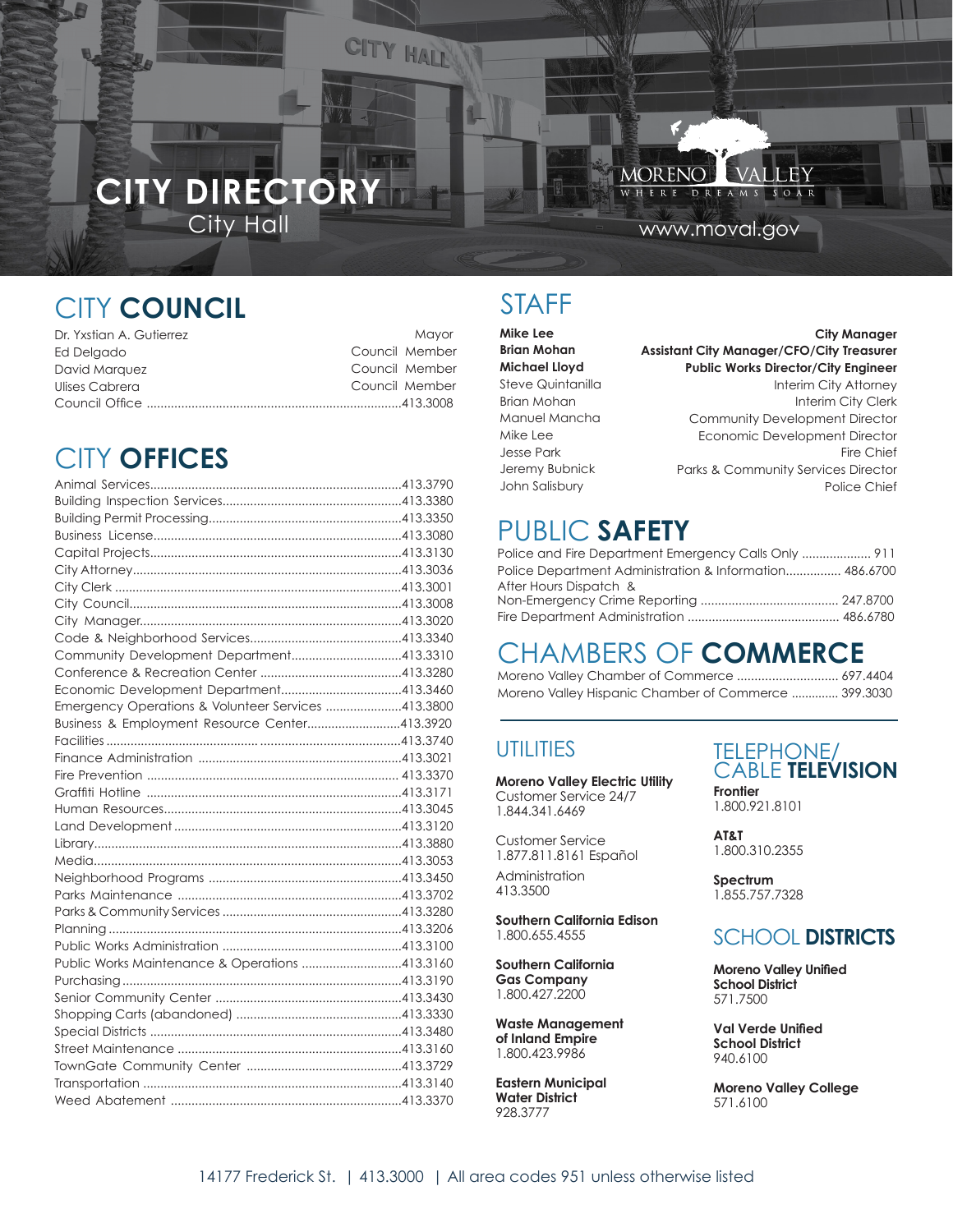# CITY DIRECTORY

City Hall

MORENO VALLEY
WHERE DREAMS SOAR

www.moval.gov

## CITY COUNCIL

| | |
|---|---|
| Dr. Yxstian A. Gutierrez | Mayor |
| Ed Delgado | Council Member |
| David Marquez | Council Member |
| Ulises Cabrera | Council Member |
| Council Office | 413.3008 |

## CITY OFFICES

| | |
|---|---|
| Animal Services | 413.3790 |
| Building Inspection Services | 413.3380 |
| Building Permit Processing | 413.3350 |
| Business License | 413.3080 |
| Capital Projects | 413.3130 |
| City Attorney | 413.3036 |
| City Clerk | 413.3001 |
| City Council | 413.3008 |
| City Manager | 413.3020 |
| Code & Neighborhood Services | 413.3340 |
| Community Development Department | 413.3310 |
| Conference & Recreation Center | 413.3280 |
| Economic Development Department | 413.3460 |
| Emergency Operations & Volunteer Services | 413.3800 |
| Business & Employment Resource Center | 413.3920 |
| Facilities | 413.3740 |
| Finance Administration | 413.3021 |
| Fire Prevention | 413.3370 |
| Graffiti Hotline | 413.3171 |
| Human Resources | 413.3045 |
| Land Development | 413.3120 |
| Library | 413.3880 |
| Media | 413.3053 |
| Neighborhood Programs | 413.3450 |
| Parks Maintenance | 413.3702 |
| Parks & Community Services | 413.3280 |
| Planning | 413.3206 |
| Public Works Administration | 413.3100 |
| Public Works Maintenance & Operations | 413.3160 |
| Purchasing | 413.3190 |
| Senior Community Center | 413.3430 |
| Shopping Carts (abandoned) | 413.3330 |
| Special Districts | 413.3480 |
| Street Maintenance | 413.3160 |
| TownGate Community Center | 413.3729 |
| Transportation | 413.3140 |
| Weed Abatement | 413.3370 |

## STAFF

| | |
|---|---|
| **Mike Lee** | **City Manager** |
| **Brian Mohan** | **Assistant City Manager/CFO/City Treasurer** |
| **Michael Lloyd** | **Public Works Director/City Engineer** |
| Steve Quintanilla | Interim City Attorney |
| Brian Mohan | Interim City Clerk |
| Manuel Mancha | Community Development Director |
| Mike Lee | Economic Development Director |
| Jesse Park | Fire Chief |
| Jeremy Bubnick | Parks & Community Services Director |
| John Salisbury | Police Chief |

## PUBLIC SAFETY

| | |
|---|---|
| Police and Fire Department Emergency Calls Only | 911 |
| Police Department Administration & Information | 486.6700 |
| After Hours Dispatch & Non-Emergency Crime Reporting | 247.8700 |
| Fire Department Administration | 486.6780 |

## CHAMBERS OF COMMERCE

| | |
|---|---|
| Moreno Valley Chamber of Commerce | 697.4404 |
| Moreno Valley Hispanic Chamber of Commerce | 399.3030 |

## UTILITIES

**Moreno Valley Electric Utility**
Customer Service 24/7
1.844.341.6469

Customer Service
1.877.811.8161 Español

Administration
413.3500

**Southern California Edison**
1.800.655.4555

**Southern California Gas Company**
1.800.427.2200

**Waste Management of Inland Empire**
1.800.423.9986

**Eastern Municipal Water District**
928.3777

## TELEPHONE/ CABLE TELEVISION

**Frontier**
1.800.921.8101

**AT&T**
1.800.310.2355

**Spectrum**
1.855.757.7328

## SCHOOL DISTRICTS

**Moreno Valley Unified School District**
571.7500

**Val Verde Unified School District**
940.6100

**Moreno Valley College**
571.6100

14177 Frederick St. | 413.3000 | All area codes 951 unless otherwise listed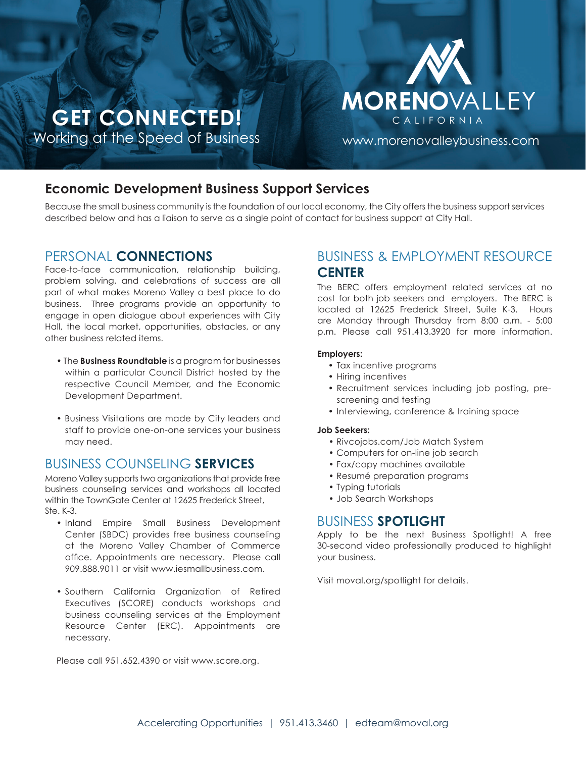# GET CONNECTED!

Working at the Speed of Business

MORENOVALLEY
CALIFORNIA

www.morenovalleybusiness.com

## Economic Development Business Support Services

Because the small business community is the foundation of our local economy, the City offers the business support services described below and has a liaison to serve as a single point of contact for business support at City Hall.

### PERSONAL **CONNECTIONS**

Face-to-face communication, relationship building, problem solving, and celebrations of success are all part of what makes Moreno Valley a best place to do business. Three programs provide an opportunity to engage in open dialogue about experiences with City Hall, the local market, opportunities, obstacles, or any other business related items.

- The **Business Roundtable** is a program for businesses within a particular Council District hosted by the respective Council Member, and the Economic Development Department.
- Business Visitations are made by City leaders and staff to provide one-on-one services your business may need.

### BUSINESS COUNSELING **SERVICES**

Moreno Valley supports two organizations that provide free business counseling services and workshops all located within the TownGate Center at 12625 Frederick Street, Ste. K-3.

- Inland Empire Small Business Development Center (SBDC) provides free business counseling at the Moreno Valley Chamber of Commerce office. Appointments are necessary. Please call 909.888.9011 or visit www.iesmallbusiness.com.
- Southern California Organization of Retired Executives (SCORE) conducts workshops and business counseling services at the Employment Resource Center (ERC). Appointments are necessary.

Please call 951.652.4390 or visit www.score.org.

### BUSINESS & EMPLOYMENT RESOURCE **CENTER**

The BERC offers employment related services at no cost for both job seekers and employers. The BERC is located at 12625 Frederick Street, Suite K-3. Hours are Monday through Thursday from 8:00 a.m. - 5:00 p.m. Please call 951.413.3920 for more information.

**Employers:**

- Tax incentive programs
- Hiring incentives
- Recruitment services including job posting, pre-screening and testing
- Interviewing, conference & training space

**Job Seekers:**

- Rivcojobs.com/Job Match System
- Computers for on-line job search
- Fax/copy machines available
- Resumé preparation programs
- Typing tutorials
- Job Search Workshops

### BUSINESS **SPOTLIGHT**

Apply to be the next Business Spotlight! A free 30-second video professionally produced to highlight your business.

Visit moval.org/spotlight for details.

Accelerating Opportunities | 951.413.3460 | edteam@moval.org